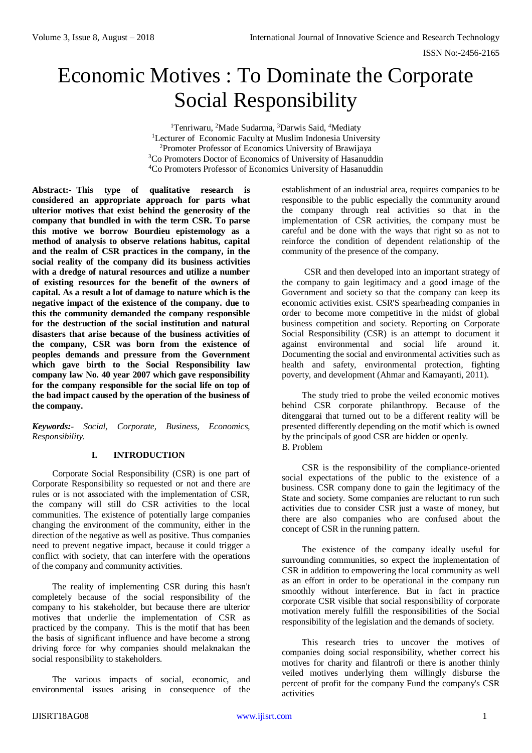# Economic Motives : To Dominate the Corporate Social Responsibility

[1]Tenriwaru, [2]Made Sudarma, [3]Darwis Said, [4]Mediaty
[1]Lecturer of Economic Faculty at Muslim Indonesia University
[2]Promoter Professor of Economics University of Brawijaya
[3]Co Promoters Doctor of Economics of University of Hasanuddin
[4]Co Promoters Professor of Economics University of Hasanuddin

**Abstract:- This type of qualitative research is considered an appropriate approach for parts what ulterior motives that exist behind the generosity of the company that bundled in with the term CSR. To parse this motive we borrow Bourdieu epistemology as a method of analysis to observe relations habitus, capital and the realm of CSR practices in the company, in the social reality of the company did its business activities with a dredge of natural resources and utilize a number of existing resources for the benefit of the owners of capital. As a result a lot of damage to nature which is the negative impact of the existence of the company. due to this the community demanded the company responsible for the destruction of the social institution and natural disasters that arise because of the business activities of the company, CSR was born from the existence of peoples demands and pressure from the Government which gave birth to the Social Responsibility law company law No. 40 year 2007 which gave responsibility for the company responsible for the social life on top of the bad impact caused by the operation of the business of the company.**

***Keywords:-*** *Social, Corporate, Business, Economics, Responsibility.*

## I. INTRODUCTION

Corporate Social Responsibility (CSR) is one part of Corporate Responsibility so requested or not and there are rules or is not associated with the implementation of CSR, the company will still do CSR activities to the local communities. The existence of potentially large companies changing the environment of the community, either in the direction of the negative as well as positive. Thus companies need to prevent negative impact, because it could trigger a conflict with society, that can interfere with the operations of the company and community activities.

The reality of implementing CSR during this hasn't completely because of the social responsibility of the company to his stakeholder, but because there are ulterior motives that underlie the implementation of CSR as practiced by the company. This is the motif that has been the basis of significant influence and have become a strong driving force for why companies should melaknakan the social responsibility to stakeholders.

The various impacts of social, economic, and environmental issues arising in consequence of the establishment of an industrial area, requires companies to be responsible to the public especially the community around the company through real activities so that in the implementation of CSR activities, the company must be careful and be done with the ways that right so as not to reinforce the condition of dependent relationship of the community of the presence of the company.

CSR and then developed into an important strategy of the company to gain legitimacy and a good image of the Government and society so that the company can keep its economic activities exist. CSR'S spearheading companies in order to become more competitive in the midst of global business competition and society. Reporting on Corporate Social Responsibility (CSR) is an attempt to document it against environmental and social life around it. Documenting the social and environmental activities such as health and safety, environmental protection, fighting poverty, and development (Ahmar and Kamayanti, 2011).

The study tried to probe the veiled economic motives behind CSR corporate philanthropy. Because of the ditenggarai that turned out to be a different reality will be presented differently depending on the motif which is owned by the principals of good CSR are hidden or openly.

B. Problem

CSR is the responsibility of the compliance-oriented social expectations of the public to the existence of a business. CSR company done to gain the legitimacy of the State and society. Some companies are reluctant to run such activities due to consider CSR just a waste of money, but there are also companies who are confused about the concept of CSR in the running pattern.

The existence of the company ideally useful for surrounding communities, so expect the implementation of CSR in addition to empowering the local community as well as an effort in order to be operational in the company run smoothly without interference. But in fact in practice corporate CSR visible that social responsibility of corporate motivation merely fulfill the responsibilities of the Social responsibility of the legislation and the demands of society.

This research tries to uncover the motives of companies doing social responsibility, whether correct his motives for charity and filantrofi or there is another thinly veiled motives underlying them willingly disburse the percent of profit for the company Fund the company's CSR activities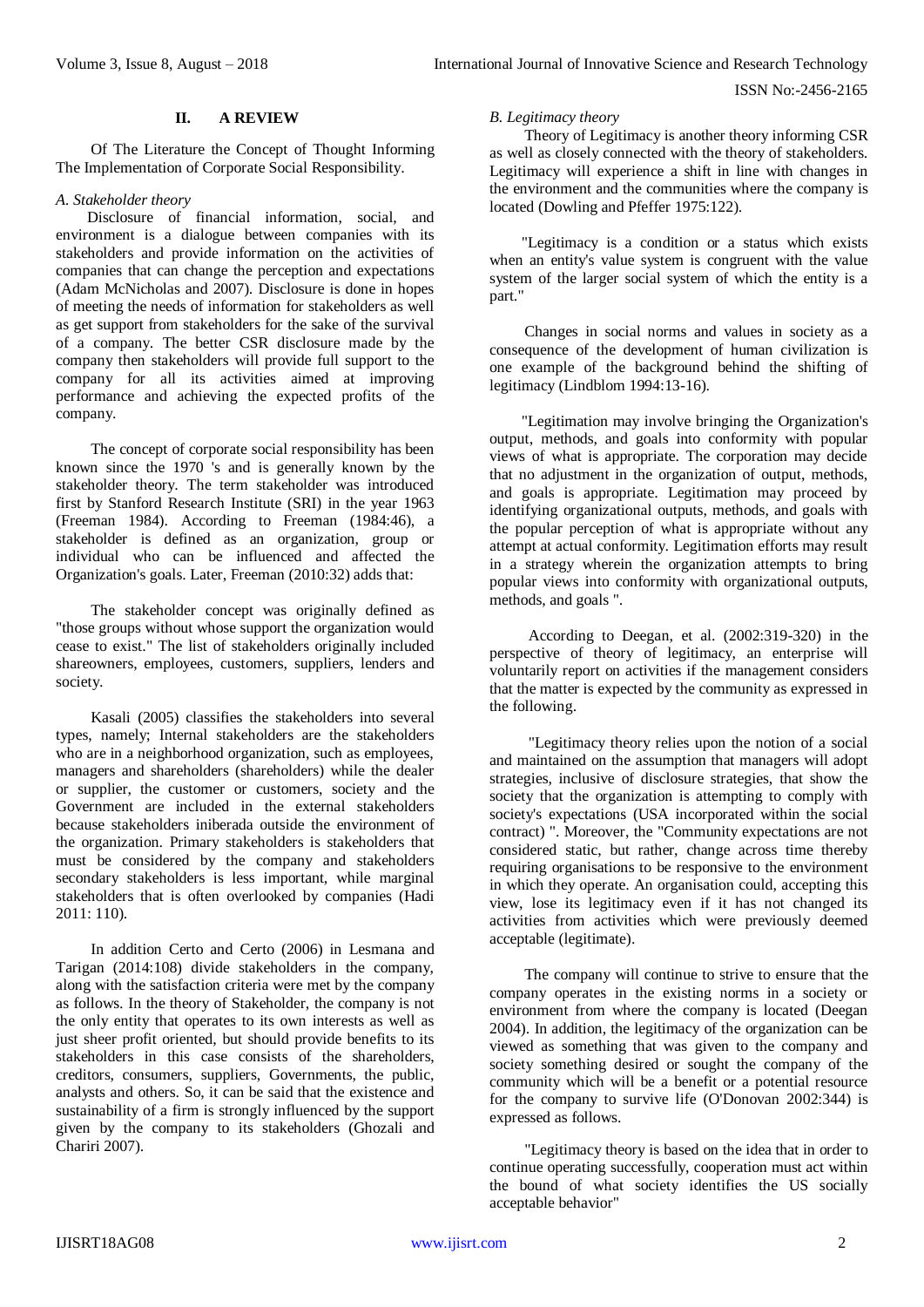## II. A REVIEW

Of The Literature the Concept of Thought Informing The Implementation of Corporate Social Responsibility.

### *A. Stakeholder theory*

Disclosure of financial information, social, and environment is a dialogue between companies with its stakeholders and provide information on the activities of companies that can change the perception and expectations (Adam McNicholas and 2007). Disclosure is done in hopes of meeting the needs of information for stakeholders as well as get support from stakeholders for the sake of the survival of a company. The better CSR disclosure made by the company then stakeholders will provide full support to the company for all its activities aimed at improving performance and achieving the expected profits of the company.

The concept of corporate social responsibility has been known since the 1970 's and is generally known by the stakeholder theory. The term stakeholder was introduced first by Stanford Research Institute (SRI) in the year 1963 (Freeman 1984). According to Freeman (1984:46), a stakeholder is defined as an organization, group or individual who can be influenced and affected the Organization's goals. Later, Freeman (2010:32) adds that:

The stakeholder concept was originally defined as "those groups without whose support the organization would cease to exist." The list of stakeholders originally included shareowners, employees, customers, suppliers, lenders and society.

Kasali (2005) classifies the stakeholders into several types, namely; Internal stakeholders are the stakeholders who are in a neighborhood organization, such as employees, managers and shareholders (shareholders) while the dealer or supplier, the customer or customers, society and the Government are included in the external stakeholders because stakeholders iniberada outside the environment of the organization. Primary stakeholders is stakeholders that must be considered by the company and stakeholders secondary stakeholders is less important, while marginal stakeholders that is often overlooked by companies (Hadi 2011: 110).

In addition Certo and Certo (2006) in Lesmana and Tarigan (2014:108) divide stakeholders in the company, along with the satisfaction criteria were met by the company as follows. In the theory of Stakeholder, the company is not the only entity that operates to its own interests as well as just sheer profit oriented, but should provide benefits to its stakeholders in this case consists of the shareholders, creditors, consumers, suppliers, Governments, the public, analysts and others. So, it can be said that the existence and sustainability of a firm is strongly influenced by the support given by the company to its stakeholders (Ghozali and Chariri 2007).

### *B. Legitimacy theory*

Theory of Legitimacy is another theory informing CSR as well as closely connected with the theory of stakeholders. Legitimacy will experience a shift in line with changes in the environment and the communities where the company is located (Dowling and Pfeffer 1975:122).

"Legitimacy is a condition or a status which exists when an entity's value system is congruent with the value system of the larger social system of which the entity is a part."

Changes in social norms and values in society as a consequence of the development of human civilization is one example of the background behind the shifting of legitimacy (Lindblom 1994:13-16).

"Legitimation may involve bringing the Organization's output, methods, and goals into conformity with popular views of what is appropriate. The corporation may decide that no adjustment in the organization of output, methods, and goals is appropriate. Legitimation may proceed by identifying organizational outputs, methods, and goals with the popular perception of what is appropriate without any attempt at actual conformity. Legitimation efforts may result in a strategy wherein the organization attempts to bring popular views into conformity with organizational outputs, methods, and goals ".

According to Deegan, et al. (2002:319-320) in the perspective of theory of legitimacy, an enterprise will voluntarily report on activities if the management considers that the matter is expected by the community as expressed in the following.

"Legitimacy theory relies upon the notion of a social and maintained on the assumption that managers will adopt strategies, inclusive of disclosure strategies, that show the society that the organization is attempting to comply with society's expectations (USA incorporated within the social contract) ". Moreover, the "Community expectations are not considered static, but rather, change across time thereby requiring organisations to be responsive to the environment in which they operate. An organisation could, accepting this view, lose its legitimacy even if it has not changed its activities from activities which were previously deemed acceptable (legitimate).

The company will continue to strive to ensure that the company operates in the existing norms in a society or environment from where the company is located (Deegan 2004). In addition, the legitimacy of the organization can be viewed as something that was given to the company and society something desired or sought the company of the community which will be a benefit or a potential resource for the company to survive life (O'Donovan 2002:344) is expressed as follows.

"Legitimacy theory is based on the idea that in order to continue operating successfully, cooperation must act within the bound of what society identifies the US socially acceptable behavior"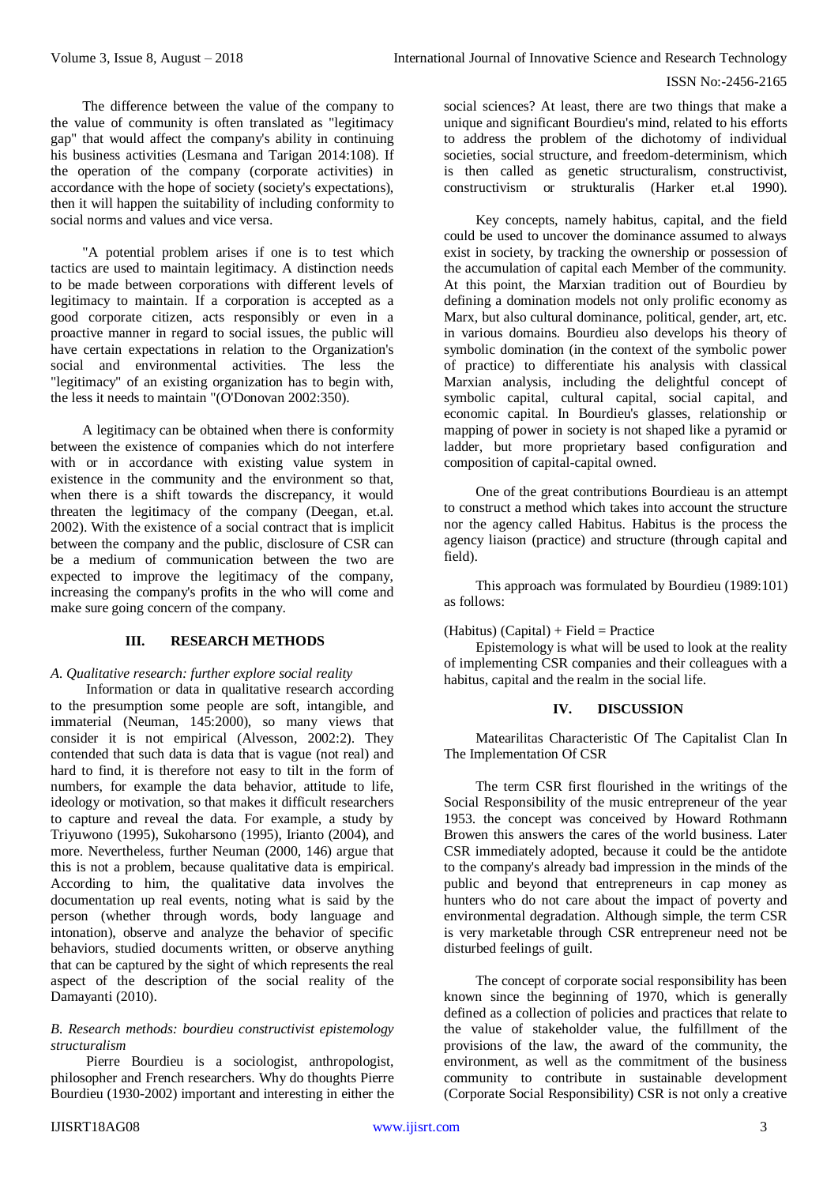The difference between the value of the company to the value of community is often translated as "legitimacy gap" that would affect the company's ability in continuing his business activities (Lesmana and Tarigan 2014:108). If the operation of the company (corporate activities) in accordance with the hope of society (society's expectations), then it will happen the suitability of including conformity to social norms and values and vice versa.

"A potential problem arises if one is to test which tactics are used to maintain legitimacy. A distinction needs to be made between corporations with different levels of legitimacy to maintain. If a corporation is accepted as a good corporate citizen, acts responsibly or even in a proactive manner in regard to social issues, the public will have certain expectations in relation to the Organization's social and environmental activities. The less the "legitimacy" of an existing organization has to begin with, the less it needs to maintain "(O'Donovan 2002:350).

A legitimacy can be obtained when there is conformity between the existence of companies which do not interfere with or in accordance with existing value system in existence in the community and the environment so that, when there is a shift towards the discrepancy, it would threaten the legitimacy of the company (Deegan, et.al. 2002). With the existence of a social contract that is implicit between the company and the public, disclosure of CSR can be a medium of communication between the two are expected to improve the legitimacy of the company, increasing the company's profits in the who will come and make sure going concern of the company.

## III. RESEARCH METHODS

### *A. Qualitative research: further explore social reality*

Information or data in qualitative research according to the presumption some people are soft, intangible, and immaterial (Neuman, 145:2000), so many views that consider it is not empirical (Alvesson, 2002:2). They contended that such data is data that is vague (not real) and hard to find, it is therefore not easy to tilt in the form of numbers, for example the data behavior, attitude to life, ideology or motivation, so that makes it difficult researchers to capture and reveal the data. For example, a study by Triyuwono (1995), Sukoharsono (1995), Irianto (2004), and more. Nevertheless, further Neuman (2000, 146) argue that this is not a problem, because qualitative data is empirical. According to him, the qualitative data involves the documentation up real events, noting what is said by the person (whether through words, body language and intonation), observe and analyze the behavior of specific behaviors, studied documents written, or observe anything that can be captured by the sight of which represents the real aspect of the description of the social reality of the Damayanti (2010).

### *B. Research methods: bourdieu constructivist epistemology structuralism*

Pierre Bourdieu is a sociologist, anthropologist, philosopher and French researchers. Why do thoughts Pierre Bourdieu (1930-2002) important and interesting in either the social sciences? At least, there are two things that make a unique and significant Bourdieu's mind, related to his efforts to address the problem of the dichotomy of individual societies, social structure, and freedom-determinism, which is then called as genetic structuralism, constructivist, constructivism or strukturalis (Harker et.al 1990).

Key concepts, namely habitus, capital, and the field could be used to uncover the dominance assumed to always exist in society, by tracking the ownership or possession of the accumulation of capital each Member of the community. At this point, the Marxian tradition out of Bourdieu by defining a domination models not only prolific economy as Marx, but also cultural dominance, political, gender, art, etc. in various domains. Bourdieu also develops his theory of symbolic domination (in the context of the symbolic power of practice) to differentiate his analysis with classical Marxian analysis, including the delightful concept of symbolic capital, cultural capital, social capital, and economic capital. In Bourdieu's glasses, relationship or mapping of power in society is not shaped like a pyramid or ladder, but more proprietary based configuration and composition of capital-capital owned.

One of the great contributions Bourdieau is an attempt to construct a method which takes into account the structure nor the agency called Habitus. Habitus is the process the agency liaison (practice) and structure (through capital and field).

This approach was formulated by Bourdieu (1989:101) as follows:

(Habitus) (Capital) + Field = Practice

Epistemology is what will be used to look at the reality of implementing CSR companies and their colleagues with a habitus, capital and the realm in the social life.

## IV. DISCUSSION

Matearilitas Characteristic Of The Capitalist Clan In The Implementation Of CSR

The term CSR first flourished in the writings of the Social Responsibility of the music entrepreneur of the year 1953. the concept was conceived by Howard Rothmann Browen this answers the cares of the world business. Later CSR immediately adopted, because it could be the antidote to the company's already bad impression in the minds of the public and beyond that entrepreneurs in cap money as hunters who do not care about the impact of poverty and environmental degradation. Although simple, the term CSR is very marketable through CSR entrepreneur need not be disturbed feelings of guilt.

The concept of corporate social responsibility has been known since the beginning of 1970, which is generally defined as a collection of policies and practices that relate to the value of stakeholder value, the fulfillment of the provisions of the law, the award of the community, the environment, as well as the commitment of the business community to contribute in sustainable development (Corporate Social Responsibility) CSR is not only a creative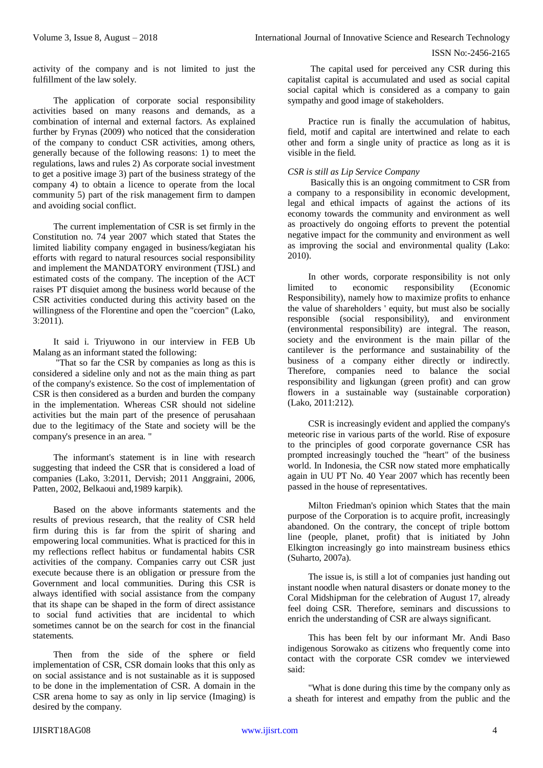activity of the company and is not limited to just the fulfillment of the law solely.

The application of corporate social responsibility activities based on many reasons and demands, as a combination of internal and external factors. As explained further by Frynas (2009) who noticed that the consideration of the company to conduct CSR activities, among others, generally because of the following reasons: 1) to meet the regulations, laws and rules 2) As corporate social investment to get a positive image 3) part of the business strategy of the company 4) to obtain a licence to operate from the local community 5) part of the risk management firm to dampen and avoiding social conflict.

The current implementation of CSR is set firmly in the Constitution no. 74 year 2007 which stated that States the limited liability company engaged in business/kegiatan his efforts with regard to natural resources social responsibility and implement the MANDATORY environment (TJSL) and estimated costs of the company. The inception of the ACT raises PT disquiet among the business world because of the CSR activities conducted during this activity based on the willingness of the Florentine and open the "coercion" (Lako, 3:2011).

It said i. Triyuwono in our interview in FEB Ub Malang as an informant stated the following:

"That so far the CSR by companies as long as this is considered a sideline only and not as the main thing as part of the company's existence. So the cost of implementation of CSR is then considered as a burden and burden the company in the implementation. Whereas CSR should not sideline activities but the main part of the presence of perusahaan due to the legitimacy of the State and society will be the company's presence in an area. "

The informant's statement is in line with research suggesting that indeed the CSR that is considered a load of companies (Lako, 3:2011, Dervish; 2011 Anggraini, 2006, Patten, 2002, Belkaoui and,1989 karpik).

Based on the above informants statements and the results of previous research, that the reality of CSR held firm during this is far from the spirit of sharing and empowering local communities. What is practiced for this in my reflections reflect habitus or fundamental habits CSR activities of the company. Companies carry out CSR just execute because there is an obligation or pressure from the Government and local communities. During this CSR is always identified with social assistance from the company that its shape can be shaped in the form of direct assistance to social fund activities that are incidental to which sometimes cannot be on the search for cost in the financial statements.

Then from the side of the sphere or field implementation of CSR, CSR domain looks that this only as on social assistance and is not sustainable as it is supposed to be done in the implementation of CSR. A domain in the CSR arena home to say as only in lip service (Imaging) is desired by the company.

The capital used for perceived any CSR during this capitalist capital is accumulated and used as social capital social capital which is considered as a company to gain sympathy and good image of stakeholders.

Practice run is finally the accumulation of habitus, field, motif and capital are intertwined and relate to each other and form a single unity of practice as long as it is visible in the field.

*CSR is still as Lip Service Company*

Basically this is an ongoing commitment to CSR from a company to a responsibility in economic development, legal and ethical impacts of against the actions of its economy towards the community and environment as well as proactively do ongoing efforts to prevent the potential negative impact for the community and environment as well as improving the social and environmental quality (Lako: 2010).

In other words, corporate responsibility is not only limited to economic responsibility (Economic Responsibility), namely how to maximize profits to enhance the value of shareholders ' equity, but must also be socially responsible (social responsibility), and environment (environmental responsibility) are integral. The reason, society and the environment is the main pillar of the cantilever is the performance and sustainability of the business of a company either directly or indirectly. Therefore, companies need to balance the social responsibility and ligkungan (green profit) and can grow flowers in a sustainable way (sustainable corporation) (Lako, 2011:212).

CSR is increasingly evident and applied the company's meteoric rise in various parts of the world. Rise of exposure to the principles of good corporate governance CSR has prompted increasingly touched the "heart" of the business world. In Indonesia, the CSR now stated more emphatically again in UU PT No. 40 Year 2007 which has recently been passed in the house of representatives.

Milton Friedman's opinion which States that the main purpose of the Corporation is to acquire profit, increasingly abandoned. On the contrary, the concept of triple bottom line (people, planet, profit) that is initiated by John Elkington increasingly go into mainstream business ethics (Suharto, 2007a).

The issue is, is still a lot of companies just handing out instant noodle when natural disasters or donate money to the Coral Midshipman for the celebration of August 17, already feel doing CSR. Therefore, seminars and discussions to enrich the understanding of CSR are always significant.

This has been felt by our informant Mr. Andi Baso indigenous Sorowako as citizens who frequently come into contact with the corporate CSR comdev we interviewed said:

"What is done during this time by the company only as a sheath for interest and empathy from the public and the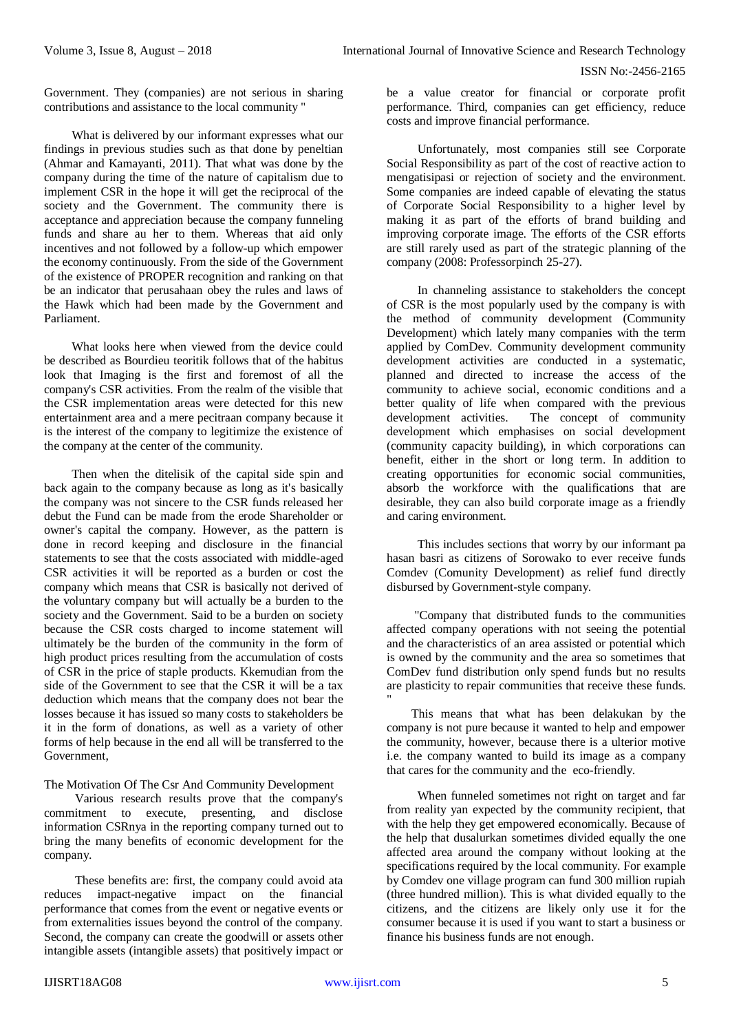Government. They (companies) are not serious in sharing contributions and assistance to the local community "

What is delivered by our informant expresses what our findings in previous studies such as that done by peneltian (Ahmar and Kamayanti, 2011). That what was done by the company during the time of the nature of capitalism due to implement CSR in the hope it will get the reciprocal of the society and the Government. The community there is acceptance and appreciation because the company funneling funds and share au her to them. Whereas that aid only incentives and not followed by a follow-up which empower the economy continuously. From the side of the Government of the existence of PROPER recognition and ranking on that be an indicator that perusahaan obey the rules and laws of the Hawk which had been made by the Government and Parliament.

What looks here when viewed from the device could be described as Bourdieu teoritik follows that of the habitus look that Imaging is the first and foremost of all the company's CSR activities. From the realm of the visible that the CSR implementation areas were detected for this new entertainment area and a mere pecitraan company because it is the interest of the company to legitimize the existence of the company at the center of the community.

Then when the ditelisik of the capital side spin and back again to the company because as long as it's basically the company was not sincere to the CSR funds released her debut the Fund can be made from the erode Shareholder or owner's capital the company. However, as the pattern is done in record keeping and disclosure in the financial statements to see that the costs associated with middle-aged CSR activities it will be reported as a burden or cost the company which means that CSR is basically not derived of the voluntary company but will actually be a burden to the society and the Government. Said to be a burden on society because the CSR costs charged to income statement will ultimately be the burden of the community in the form of high product prices resulting from the accumulation of costs of CSR in the price of staple products. Kkemudian from the side of the Government to see that the CSR it will be a tax deduction which means that the company does not bear the losses because it has issued so many costs to stakeholders be it in the form of donations, as well as a variety of other forms of help because in the end all will be transferred to the Government,

The Motivation Of The Csr And Community Development

Various research results prove that the company's commitment to execute, presenting, and disclose information CSRnya in the reporting company turned out to bring the many benefits of economic development for the company.

These benefits are: first, the company could avoid ata reduces impact-negative impact on the financial performance that comes from the event or negative events or from externalities issues beyond the control of the company. Second, the company can create the goodwill or assets other intangible assets (intangible assets) that positively impact or be a value creator for financial or corporate profit performance. Third, companies can get efficiency, reduce costs and improve financial performance.

Unfortunately, most companies still see Corporate Social Responsibility as part of the cost of reactive action to mengatisipasi or rejection of society and the environment. Some companies are indeed capable of elevating the status of Corporate Social Responsibility to a higher level by making it as part of the efforts of brand building and improving corporate image. The efforts of the CSR efforts are still rarely used as part of the strategic planning of the company (2008: Professorpinch 25-27).

In channeling assistance to stakeholders the concept of CSR is the most popularly used by the company is with the method of community development (Community Development) which lately many companies with the term applied by ComDev. Community development community development activities are conducted in a systematic, planned and directed to increase the access of the community to achieve social, economic conditions and a better quality of life when compared with the previous development activities. The concept of community development which emphasises on social development (community capacity building), in which corporations can benefit, either in the short or long term. In addition to creating opportunities for economic social communities, absorb the workforce with the qualifications that are desirable, they can also build corporate image as a friendly and caring environment.

This includes sections that worry by our informant pa hasan basri as citizens of Sorowako to ever receive funds Comdev (Comunity Development) as relief fund directly disbursed by Government-style company.

"Company that distributed funds to the communities affected company operations with not seeing the potential and the characteristics of an area assisted or potential which is owned by the community and the area so sometimes that ComDev fund distribution only spend funds but no results are plasticity to repair communities that receive these funds. "

This means that what has been delakukan by the company is not pure because it wanted to help and empower the community, however, because there is a ulterior motive i.e. the company wanted to build its image as a company that cares for the community and the eco-friendly.

When funneled sometimes not right on target and far from reality yan expected by the community recipient, that with the help they get empowered economically. Because of the help that dusalurkan sometimes divided equally the one affected area around the company without looking at the specifications required by the local community. For example by Comdev one village program can fund 300 million rupiah (three hundred million). This is what divided equally to the citizens, and the citizens are likely only use it for the consumer because it is used if you want to start a business or finance his business funds are not enough.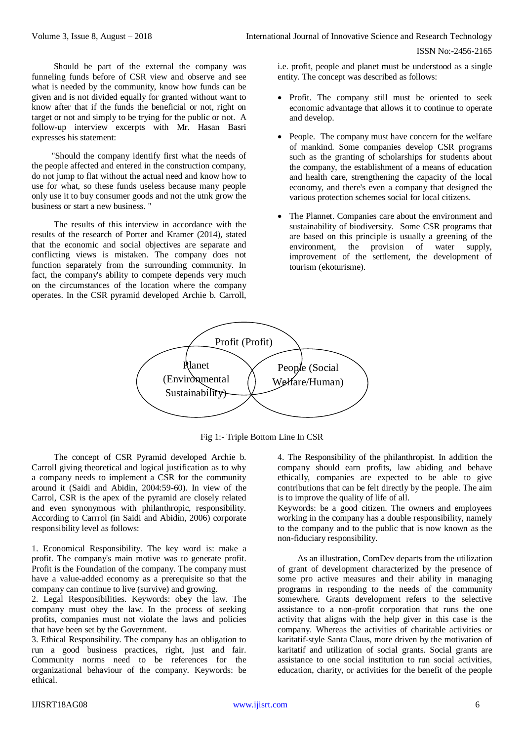Should be part of the external the company was funneling funds before of CSR view and observe and see what is needed by the community, know how funds can be given and is not divided equally for granted without want to know after that if the funds the beneficial or not, right on target or not and simply to be trying for the public or not. A follow-up interview excerpts with Mr. Hasan Basri expresses his statement:

"Should the company identify first what the needs of the people affected and entered in the construction company, do not jump to flat without the actual need and know how to use for what, so these funds useless because many people only use it to buy consumer goods and not the utnk grow the business or start a new business. "

The results of this interview in accordance with the results of the research of Porter and Kramer (2014), stated that the economic and social objectives are separate and conflicting views is mistaken. The company does not function separately from the surrounding community. In fact, the company's ability to compete depends very much on the circumstances of the location where the company operates. In the CSR pyramid developed Archie b. Carroll, i.e. profit, people and planet must be understood as a single entity. The concept was described as follows:

- Profit. The company still must be oriented to seek economic advantage that allows it to continue to operate and develop.
- People. The company must have concern for the welfare of mankind. Some companies develop CSR programs such as the granting of scholarships for students about the company, the establishment of a means of education and health care, strengthening the capacity of the local economy, and there's even a company that designed the various protection schemes social for local citizens.
- The Plannet. Companies care about the environment and sustainability of biodiversity. Some CSR programs that are based on this principle is usually a greening of the environment, the provision of water supply, improvement of the settlement, the development of tourism (ekoturisme).

Profit (Profit)

Planet (Environmental Sustainability)

People (Social Welfare/Human)

Fig 1:- Triple Bottom Line In CSR

The concept of CSR Pyramid developed Archie b. Carroll giving theoretical and logical justification as to why a company needs to implement a CSR for the community around it (Saidi and Abidin, 2004:59-60). In view of the Carrol, CSR is the apex of the pyramid are closely related and even synonymous with philanthropic, responsibility. According to Carrrol (in Saidi and Abidin, 2006) corporate responsibility level as follows:

1. Economical Responsibility. The key word is: make a profit. The company's main motive was to generate profit. Profit is the Foundation of the company. The company must have a value-added economy as a prerequisite so that the company can continue to live (survive) and growing.
2. Legal Responsibilities. Keywords: obey the law. The company must obey the law. In the process of seeking profits, companies must not violate the laws and policies that have been set by the Government.
3. Ethical Responsibility. The company has an obligation to run a good business practices, right, just and fair. Community norms need to be references for the organizational behaviour of the company. Keywords: be ethical.
4. The Responsibility of the philanthropist. In addition the company should earn profits, law abiding and behave ethically, companies are expected to be able to give contributions that can be felt directly by the people. The aim is to improve the quality of life of all.

Keywords: be a good citizen. The owners and employees working in the company has a double responsibility, namely to the company and to the public that is now known as the non-fiduciary responsibility.

As an illustration, ComDev departs from the utilization of grant of development characterized by the presence of some pro active measures and their ability in managing programs in responding to the needs of the community somewhere. Grants development refers to the selective assistance to a non-profit corporation that runs the one activity that aligns with the help giver in this case is the company. Whereas the activities of charitable activities or karitatif-style Santa Claus, more driven by the motivation of karitatif and utilization of social grants. Social grants are assistance to one social institution to run social activities, education, charity, or activities for the benefit of the people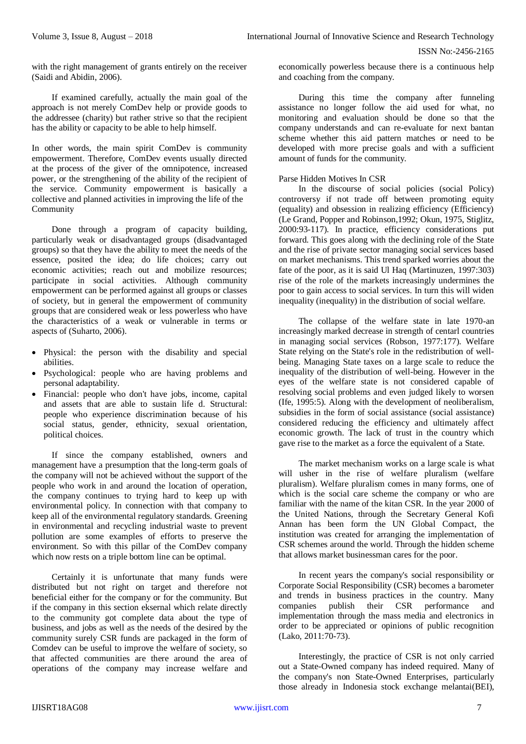with the right management of grants entirely on the receiver (Saidi and Abidin, 2006).

If examined carefully, actually the main goal of the approach is not merely ComDev help or provide goods to the addressee (charity) but rather strive so that the recipient has the ability or capacity to be able to help himself.

In other words, the main spirit ComDev is community empowerment. Therefore, ComDev events usually directed at the process of the giver of the omnipotence, increased power, or the strengthening of the ability of the recipient of the service. Community empowerment is basically a collective and planned activities in improving the life of the Community

Done through a program of capacity building, particularly weak or disadvantaged groups (disadvantaged groups) so that they have the ability to meet the needs of the essence, posited the idea; do life choices; carry out economic activities; reach out and mobilize resources; participate in social activities. Although community empowerment can be performed against all groups or classes of society, but in general the empowerment of community groups that are considered weak or less powerless who have the characteristics of a weak or vulnerable in terms or aspects of (Suharto, 2006).

- Physical: the person with the disability and special abilities.
- Psychological: people who are having problems and personal adaptability.
- Financial: people who don't have jobs, income, capital and assets that are able to sustain life d. Structural: people who experience discrimination because of his social status, gender, ethnicity, sexual orientation, political choices.

If since the company established, owners and management have a presumption that the long-term goals of the company will not be achieved without the support of the people who work in and around the location of operation, the company continues to trying hard to keep up with environmental policy. In connection with that company to keep all of the environmental regulatory standards. Greening in environmental and recycling industrial waste to prevent pollution are some examples of efforts to preserve the environment. So with this pillar of the ComDev company which now rests on a triple bottom line can be optimal.

Certainly it is unfortunate that many funds were distributed but not right on target and therefore not beneficial either for the company or for the community. But if the company in this section eksernal which relate directly to the community got complete data about the type of business, and jobs as well as the needs of the desired by the community surely CSR funds are packaged in the form of Comdev can be useful to improve the welfare of society, so that affected communities are there around the area of operations of the company may increase welfare and economically powerless because there is a continuous help and coaching from the company.

During this time the company after funneling assistance no longer follow the aid used for what, no monitoring and evaluation should be done so that the company understands and can re-evaluate for next bantan scheme whether this aid pattern matches or need to be developed with more precise goals and with a sufficient amount of funds for the community.

Parse Hidden Motives In CSR

In the discourse of social policies (social Policy) controversy if not trade off between promoting equity (equality) and obsession in realizing efficiency (Efficiency) (Le Grand, Popper and Robinson,1992; Okun, 1975, Stiglitz, 2000:93-117). In practice, efficiency considerations put forward. This goes along with the declining role of the State and the rise of private sector managing social services based on market mechanisms. This trend sparked worries about the fate of the poor, as it is said Ul Haq (Martinuzen, 1997:303) rise of the role of the markets increasingly undermines the poor to gain access to social services. In turn this will widen inequality (inequality) in the distribution of social welfare.

The collapse of the welfare state in late 1970-an increasingly marked decrease in strength of centarl countries in managing social services (Robson, 1977:177). Welfare State relying on the State's role in the redistribution of well-being. Managing State taxes on a large scale to reduce the inequality of the distribution of well-being. However in the eyes of the welfare state is not considered capable of resolving social problems and even judged likely to worsen (Ife, 1995:5). Along with the development of neoliberalism, subsidies in the form of social assistance (social assistance) considered reducing the efficiency and ultimately affect economic growth. The lack of trust in the country which gave rise to the market as a force the equivalent of a State.

The market mechanism works on a large scale is what will usher in the rise of welfare pluralism (welfare pluralism). Welfare pluralism comes in many forms, one of which is the social care scheme the company or who are familiar with the name of the kitan CSR. In the year 2000 of the United Nations, through the Secretary General Kofi Annan has been form the UN Global Compact, the institution was created for arranging the implementation of CSR schemes around the world. Through the hidden scheme that allows market businessman cares for the poor.

In recent years the company's social responsibility or Corporate Social Responsibility (CSR) becomes a barometer and trends in business practices in the country. Many companies publish their CSR performance and implementation through the mass media and electronics in order to be appreciated or opinions of public recognition (Lako, 2011:70-73).

Interestingly, the practice of CSR is not only carried out a State-Owned company has indeed required. Many of the company's non State-Owned Enterprises, particularly those already in Indonesia stock exchange melantai(BEI),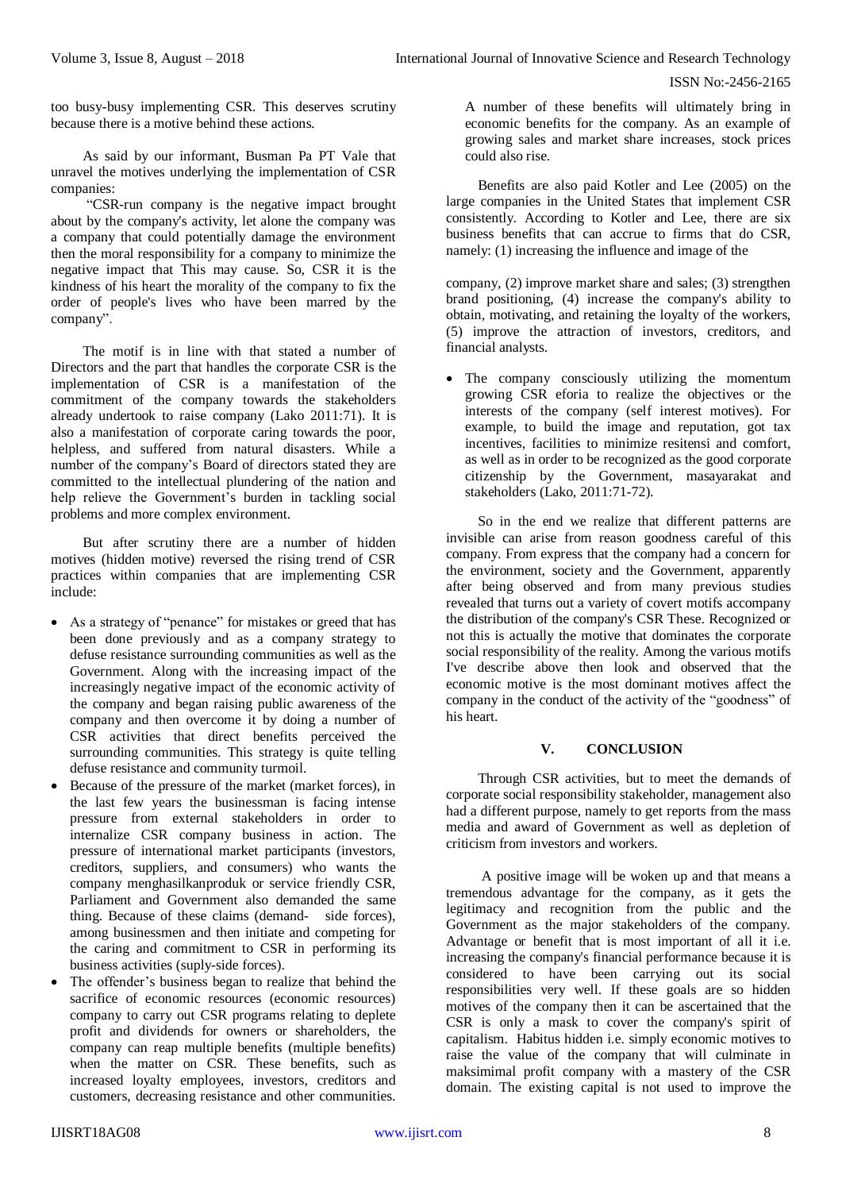too busy-busy implementing CSR. This deserves scrutiny because there is a motive behind these actions.

As said by our informant, Busman Pa PT Vale that unravel the motives underlying the implementation of CSR companies:

"CSR-run company is the negative impact brought about by the company's activity, let alone the company was a company that could potentially damage the environment then the moral responsibility for a company to minimize the negative impact that This may cause. So, CSR it is the kindness of his heart the morality of the company to fix the order of people's lives who have been marred by the company".

The motif is in line with that stated a number of Directors and the part that handles the corporate CSR is the implementation of CSR is a manifestation of the commitment of the company towards the stakeholders already undertook to raise company (Lako 2011:71). It is also a manifestation of corporate caring towards the poor, helpless, and suffered from natural disasters. While a number of the company's Board of directors stated they are committed to the intellectual plundering of the nation and help relieve the Government's burden in tackling social problems and more complex environment.

But after scrutiny there are a number of hidden motives (hidden motive) reversed the rising trend of CSR practices within companies that are implementing CSR include:

- As a strategy of "penance" for mistakes or greed that has been done previously and as a company strategy to defuse resistance surrounding communities as well as the Government. Along with the increasing impact of the increasingly negative impact of the economic activity of the company and began raising public awareness of the company and then overcome it by doing a number of CSR activities that direct benefits perceived the surrounding communities. This strategy is quite telling defuse resistance and community turmoil.
- Because of the pressure of the market (market forces), in the last few years the businessman is facing intense pressure from external stakeholders in order to internalize CSR company business in action. The pressure of international market participants (investors, creditors, suppliers, and consumers) who wants the company menghasilkanproduk or service friendly CSR, Parliament and Government also demanded the same thing. Because of these claims (demand- side forces), among businessmen and then initiate and competing for the caring and commitment to CSR in performing its business activities (suply-side forces).
- The offender's business began to realize that behind the sacrifice of economic resources (economic resources) company to carry out CSR programs relating to deplete profit and dividends for owners or shareholders, the company can reap multiple benefits (multiple benefits) when the matter on CSR. These benefits, such as increased loyalty employees, investors, creditors and customers, decreasing resistance and other communities. A number of these benefits will ultimately bring in economic benefits for the company. As an example of growing sales and market share increases, stock prices could also rise.

Benefits are also paid Kotler and Lee (2005) on the large companies in the United States that implement CSR consistently. According to Kotler and Lee, there are six business benefits that can accrue to firms that do CSR, namely: (1) increasing the influence and image of the company, (2) improve market share and sales; (3) strengthen brand positioning, (4) increase the company's ability to obtain, motivating, and retaining the loyalty of the workers, (5) improve the attraction of investors, creditors, and financial analysts.

- The company consciously utilizing the momentum growing CSR eforia to realize the objectives or the interests of the company (self interest motives). For example, to build the image and reputation, got tax incentives, facilities to minimize resitensi and comfort, as well as in order to be recognized as the good corporate citizenship by the Government, masayarakat and stakeholders (Lako, 2011:71-72).

So in the end we realize that different patterns are invisible can arise from reason goodness careful of this company. From express that the company had a concern for the environment, society and the Government, apparently after being observed and from many previous studies revealed that turns out a variety of covert motifs accompany the distribution of the company's CSR These. Recognized or not this is actually the motive that dominates the corporate social responsibility of the reality. Among the various motifs I've describe above then look and observed that the economic motive is the most dominant motives affect the company in the conduct of the activity of the "goodness" of his heart.

## V. CONCLUSION

Through CSR activities, but to meet the demands of corporate social responsibility stakeholder, management also had a different purpose, namely to get reports from the mass media and award of Government as well as depletion of criticism from investors and workers.

A positive image will be woken up and that means a tremendous advantage for the company, as it gets the legitimacy and recognition from the public and the Government as the major stakeholders of the company. Advantage or benefit that is most important of all it i.e. increasing the company's financial performance because it is considered to have been carrying out its social responsibilities very well. If these goals are so hidden motives of the company then it can be ascertained that the CSR is only a mask to cover the company's spirit of capitalism. Habitus hidden i.e. simply economic motives to raise the value of the company that will culminate in maksimimal profit company with a mastery of the CSR domain. The existing capital is not used to improve the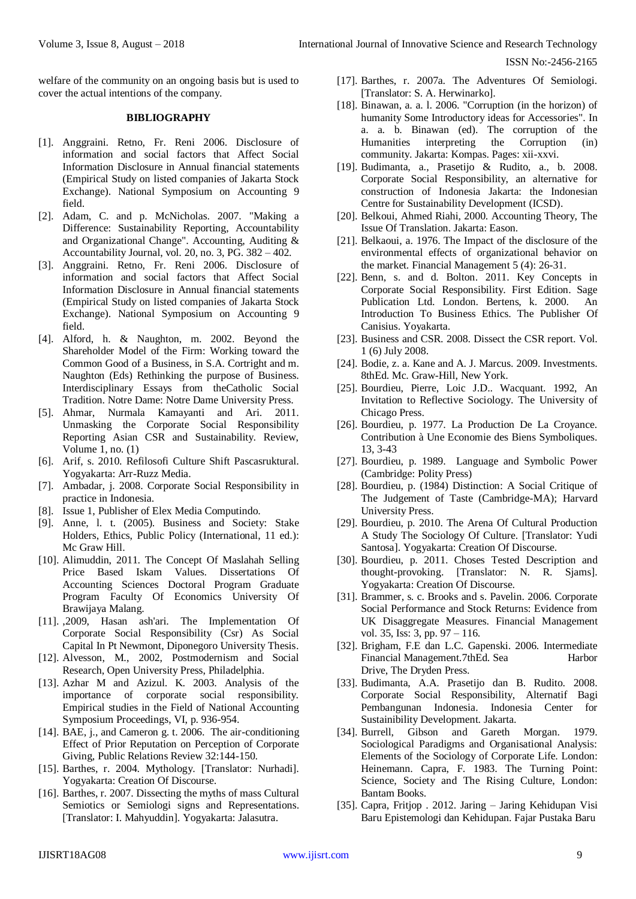welfare of the community on an ongoing basis but is used to cover the actual intentions of the company.

### BIBLIOGRAPHY

[1]. Anggraini. Retno, Fr. Reni 2006. Disclosure of information and social factors that Affect Social Information Disclosure in Annual financial statements (Empirical Study on listed companies of Jakarta Stock Exchange). National Symposium on Accounting 9 field.

[2]. Adam, C. and p. McNicholas. 2007. "Making a Difference: Sustainability Reporting, Accountability and Organizational Change". Accounting, Auditing & Accountability Journal, vol. 20, no. 3, PG. 382 – 402.

[3]. Anggraini. Retno, Fr. Reni 2006. Disclosure of information and social factors that Affect Social Information Disclosure in Annual financial statements (Empirical Study on listed companies of Jakarta Stock Exchange). National Symposium on Accounting 9 field.

[4]. Alford, h. & Naughton, m. 2002. Beyond the Shareholder Model of the Firm: Working toward the Common Good of a Business, in S.A. Cortright and m. Naughton (Eds) Rethinking the purpose of Business. Interdisciplinary Essays from theCatholic Social Tradition. Notre Dame: Notre Dame University Press.

[5]. Ahmar, Nurmala Kamayanti and Ari. 2011. Unmasking the Corporate Social Responsibility Reporting Asian CSR and Sustainability. Review, Volume 1, no. (1)

[6]. Arif, s. 2010. Refilosofi Culture Shift Pascasruktural. Yogyakarta: Arr-Ruzz Media.

[7]. Ambadar, j. 2008. Corporate Social Responsibility in practice in Indonesia.

[8]. Issue 1, Publisher of Elex Media Computindo.

[9]. Anne, l. t. (2005). Business and Society: Stake Holders, Ethics, Public Policy (International, 11 ed.): Mc Graw Hill.

[10]. Alimuddin, 2011. The Concept Of Maslahah Selling Price Based Iskam Values. Dissertations Of Accounting Sciences Doctoral Program Graduate Program Faculty Of Economics University Of Brawijaya Malang.

[11]. ,2009, Hasan ash'ari. The Implementation Of Corporate Social Responsibility (Csr) As Social Capital In Pt Newmont, Diponegoro University Thesis.

[12]. Alvesson, M., 2002, Postmodernism and Social Research, Open University Press, Philadelphia.

[13]. Azhar M and Azizul. K. 2003. Analysis of the importance of corporate social responsibility. Empirical studies in the Field of National Accounting Symposium Proceedings, VI, p. 936-954.

[14]. BAE, j., and Cameron g. t. 2006. The air-conditioning Effect of Prior Reputation on Perception of Corporate Giving, Public Relations Review 32:144-150.

[15]. Barthes, r. 2004. Mythology. [Translator: Nurhadi]. Yogyakarta: Creation Of Discourse.

[16]. Barthes, r. 2007. Dissecting the myths of mass Cultural Semiotics or Semiologi signs and Representations. [Translator: I. Mahyuddin]. Yogyakarta: Jalasutra.

[17]. Barthes, r. 2007a. The Adventures Of Semiologi. [Translator: S. A. Herwinarko].

[18]. Binawan, a. a. l. 2006. "Corruption (in the horizon) of humanity Some Introductory ideas for Accessories". In a. a. b. Binawan (ed). The corruption of the Humanities interpreting the Corruption (in) community. Jakarta: Kompas. Pages: xii-xxvi.

[19]. Budimanta, a., Prasetijo & Rudito, a., b. 2008. Corporate Social Responsibility, an alternative for construction of Indonesia Jakarta: the Indonesian Centre for Sustainability Development (ICSD).

[20]. Belkoui, Ahmed Riahi, 2000. Accounting Theory, The Issue Of Translation. Jakarta: Eason.

[21]. Belkaoui, a. 1976. The Impact of the disclosure of the environmental effects of organizational behavior on the market. Financial Management 5 (4): 26-31.

[22]. Benn, s. and d. Bolton. 2011. Key Concepts in Corporate Social Responsibility. First Edition. Sage Publication Ltd. London. Bertens, k. 2000. An Introduction To Business Ethics. The Publisher Of Canisius. Yoyakarta.

[23]. Business and CSR. 2008. Dissect the CSR report. Vol. 1 (6) July 2008.

[24]. Bodie, z. a. Kane and A. J. Marcus. 2009. Investments. 8thEd. Mc. Graw-Hill, New York.

[25]. Bourdieu, Pierre, Loic J.D.. Wacquant. 1992, An Invitation to Reflective Sociology. The University of Chicago Press.

[26]. Bourdieu, p. 1977. La Production De La Croyance. Contribution à Une Economie des Biens Symboliques. 13, 3-43

[27]. Bourdieu, p. 1989. Language and Symbolic Power (Cambridge: Polity Press)

[28]. Bourdieu, p. (1984) Distinction: A Social Critique of The Judgement of Taste (Cambridge-MA); Harvard University Press.

[29]. Bourdieu, p. 2010. The Arena Of Cultural Production A Study The Sociology Of Culture. [Translator: Yudi Santosa]. Yogyakarta: Creation Of Discourse.

[30]. Bourdieu, p. 2011. Choses Tested Description and thought-provoking. [Translator: N. R. Sjams]. Yogyakarta: Creation Of Discourse.

[31]. Brammer, s. c. Brooks and s. Pavelin. 2006. Corporate Social Performance and Stock Returns: Evidence from UK Disaggregate Measures. Financial Management vol. 35, Iss: 3, pp. 97 – 116.

[32]. Brigham, F.E dan L.C. Gapenski. 2006. Intermediate Financial Management.7thEd. Sea Harbor Drive, The Dryden Press.

[33]. Budimanta, A.A. Prasetijo dan B. Rudito. 2008. Corporate Social Responsibility, Alternatif Bagi Pembangunan Indonesia. Indonesia Center for Sustainibility Development. Jakarta.

[34]. Burrell, Gibson and Gareth Morgan. 1979. Sociological Paradigms and Organisational Analysis: Elements of the Sociology of Corporate Life. London: Heinemann. Capra, F. 1983. The Turning Point: Science, Society and The Rising Culture, London: Bantam Books.

[35]. Capra, Fritjop . 2012. Jaring – Jaring Kehidupan Visi Baru Epistemologi dan Kehidupan. Fajar Pustaka Baru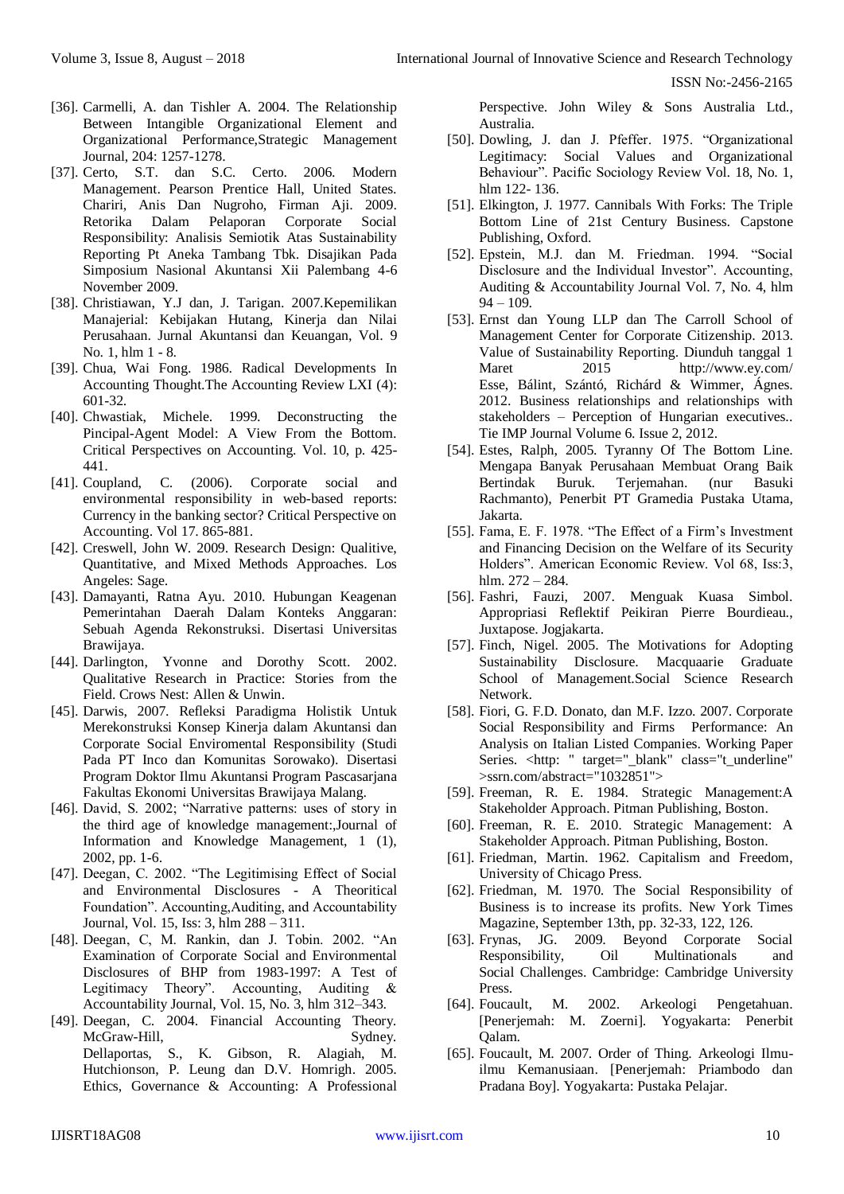[36]. Carmelli, A. dan Tishler A. 2004. The Relationship Between Intangible Organizational Element and Organizational Performance,Strategic Management Journal, 204: 1257-1278.

[37]. Certo, S.T. dan S.C. Certo. 2006. Modern Management. Pearson Prentice Hall, United States. Chariri, Anis Dan Nugroho, Firman Aji. 2009. Retorika Dalam Pelaporan Corporate Social Responsibility: Analisis Semiotik Atas Sustainability Reporting Pt Aneka Tambang Tbk. Disajikan Pada Simposium Nasional Akuntansi Xii Palembang 4-6 November 2009.

[38]. Christiawan, Y.J dan, J. Tarigan. 2007.Kepemilikan Manajerial: Kebijakan Hutang, Kinerja dan Nilai Perusahaan. Jurnal Akuntansi dan Keuangan, Vol. 9 No. 1, hlm 1 - 8.

[39]. Chua, Wai Fong. 1986. Radical Developments In Accounting Thought.The Accounting Review LXI (4): 601-32.

[40]. Chwastiak, Michele. 1999. Deconstructing the Pincipal-Agent Model: A View From the Bottom. Critical Perspectives on Accounting. Vol. 10, p. 425-441.

[41]. Coupland, C. (2006). Corporate social and environmental responsibility in web-based reports: Currency in the banking sector? Critical Perspective on Accounting. Vol 17. 865-881.

[42]. Creswell, John W. 2009. Research Design: Qualitive, Quantitative, and Mixed Methods Approaches. Los Angeles: Sage.

[43]. Damayanti, Ratna Ayu. 2010. Hubungan Keagenan Pemerintahan Daerah Dalam Konteks Anggaran: Sebuah Agenda Rekonstruksi. Disertasi Universitas Brawijaya.

[44]. Darlington, Yvonne and Dorothy Scott. 2002. Qualitative Research in Practice: Stories from the Field. Crows Nest: Allen & Unwin.

[45]. Darwis, 2007. Refleksi Paradigma Holistik Untuk Merekonstruksi Konsep Kinerja dalam Akuntansi dan Corporate Social Enviromental Responsibility (Studi Pada PT Inco dan Komunitas Sorowako). Disertasi Program Doktor Ilmu Akuntansi Program Pascasarjana Fakultas Ekonomi Universitas Brawijaya Malang.

[46]. David, S. 2002; "Narrative patterns: uses of story in the third age of knowledge management:,Journal of Information and Knowledge Management, 1 (1), 2002, pp. 1-6.

[47]. Deegan, C. 2002. "The Legitimising Effect of Social and Environmental Disclosures - A Theoritical Foundation". Accounting,Auditing, and Accountability Journal, Vol. 15, Iss: 3, hlm 288 – 311.

[48]. Deegan, C, M. Rankin, dan J. Tobin. 2002. "An Examination of Corporate Social and Environmental Disclosures of BHP from 1983-1997: A Test of Legitimacy Theory". Accounting, Auditing & Accountability Journal, Vol. 15, No. 3, hlm 312–343.

[49]. Deegan, C. 2004. Financial Accounting Theory. McGraw-Hill, Sydney. Dellaportas, S., K. Gibson, R. Alagiah, M. Hutchionson, P. Leung dan D.V. Homrigh. 2005. Ethics, Governance & Accounting: A Professional Perspective. John Wiley & Sons Australia Ltd., Australia.

[50]. Dowling, J. dan J. Pfeffer. 1975. "Organizational Legitimacy: Social Values and Organizational Behaviour". Pacific Sociology Review Vol. 18, No. 1, hlm 122- 136.

[51]. Elkington, J. 1977. Cannibals With Forks: The Triple Bottom Line of 21st Century Business. Capstone Publishing, Oxford.

[52]. Epstein, M.J. dan M. Friedman. 1994. "Social Disclosure and the Individual Investor". Accounting, Auditing & Accountability Journal Vol. 7, No. 4, hlm 94 – 109.

[53]. Ernst dan Young LLP dan The Carroll School of Management Center for Corporate Citizenship. 2013. Value of Sustainability Reporting. Diunduh tanggal 1 Maret 2015 http://www.ey.com/ Esse, Bálint, Szántó, Richárd & Wimmer, Ágnes. 2012. Business relationships and relationships with stakeholders – Perception of Hungarian executives.. Tie IMP Journal Volume 6. Issue 2, 2012.

[54]. Estes, Ralph, 2005. Tyranny Of The Bottom Line. Mengapa Banyak Perusahaan Membuat Orang Baik Bertindak Buruk. Terjemahan. (nur Basuki Rachmanto), Penerbit PT Gramedia Pustaka Utama, Jakarta.

[55]. Fama, E. F. 1978. "The Effect of a Firm's Investment and Financing Decision on the Welfare of its Security Holders". American Economic Review. Vol 68, Iss:3, hlm. 272 – 284.

[56]. Fashri, Fauzi, 2007. Menguak Kuasa Simbol. Appropriasi Reflektif Peikiran Pierre Bourdieau., Juxtapose. Jogjakarta.

[57]. Finch, Nigel. 2005. The Motivations for Adopting Sustainability Disclosure. Macquaarie Graduate School of Management.Social Science Research Network.

[58]. Fiori, G. F.D. Donato, dan M.F. Izzo. 2007. Corporate Social Responsibility and Firms Performance: An Analysis on Italian Listed Companies. Working Paper Series. <http: " target="_blank" class="t_underline" >ssrn.com/abstract="1032851">

[59]. Freeman, R. E. 1984. Strategic Management:A Stakeholder Approach. Pitman Publishing, Boston.

[60]. Freeman, R. E. 2010. Strategic Management: A Stakeholder Approach. Pitman Publishing, Boston.

[61]. Friedman, Martin. 1962. Capitalism and Freedom, University of Chicago Press.

[62]. Friedman, M. 1970. The Social Responsibility of Business is to increase its profits. New York Times Magazine, September 13th, pp. 32-33, 122, 126.

[63]. Frynas, JG. 2009. Beyond Corporate Social Responsibility, Oil Multinationals and Social Challenges. Cambridge: Cambridge University Press.

[64]. Foucault, M. 2002. Arkeologi Pengetahuan. [Penerjemah: M. Zoerni]. Yogyakarta: Penerbit Qalam.

[65]. Foucault, M. 2007. Order of Thing. Arkeologi Ilmu-ilmu Kemanusiaan. [Penerjemah: Priambodo dan Pradana Boy]. Yogyakarta: Pustaka Pelajar.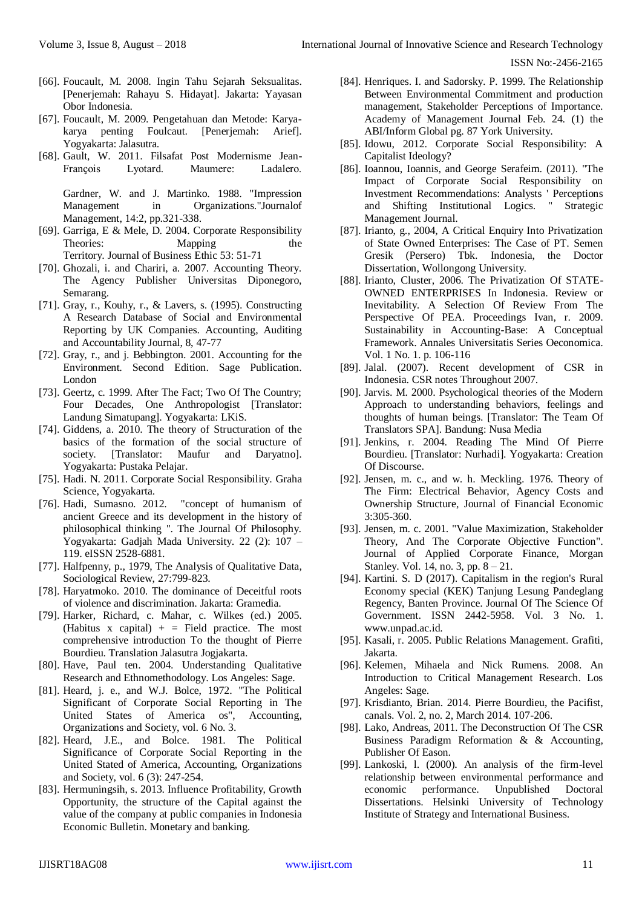- [66]. Foucault, M. 2008. Ingin Tahu Sejarah Seksualitas. [Penerjemah: Rahayu S. Hidayat]. Jakarta: Yayasan Obor Indonesia.
- [67]. Foucault, M. 2009. Pengetahuan dan Metode: Karya-karya penting Foulcaut. [Penerjemah: Arief]. Yogyakarta: Jalasutra.
- [68]. Gault, W. 2011. Filsafat Post Modernisme Jean-François Lyotard. Maumere: Ladalero.

  Gardner, W. and J. Martinko. 1988. "Impression Management in Organizations."Journalof Management, 14:2, pp.321-338.
- [69]. Garriga, E & Mele, D. 2004. Corporate Responsibility Theories: Mapping the Territory. Journal of Business Ethic 53: 51-71
- [70]. Ghozali, i. and Chariri, a. 2007. Accounting Theory. The Agency Publisher Universitas Diponegoro, Semarang.
- [71]. Gray, r., Kouhy, r., & Lavers, s. (1995). Constructing A Research Database of Social and Environmental Reporting by UK Companies. Accounting, Auditing and Accountability Journal, 8, 47-77
- [72]. Gray, r., and j. Bebbington. 2001. Accounting for the Environment. Second Edition. Sage Publication. London
- [73]. Geertz, c. 1999. After The Fact; Two Of The Country; Four Decades, One Anthropologist [Translator: Landung Simatupang]. Yogyakarta: LKiS.
- [74]. Giddens, a. 2010. The theory of Structuration of the basics of the formation of the social structure of society. [Translator: Maufur and Daryatno]. Yogyakarta: Pustaka Pelajar.
- [75]. Hadi. N. 2011. Corporate Social Responsibility. Graha Science, Yogyakarta.
- [76]. Hadi, Sumasno. 2012. "concept of humanism of ancient Greece and its development in the history of philosophical thinking ". The Journal Of Philosophy. Yogyakarta: Gadjah Mada University. 22 (2): 107 – 119. eISSN 2528-6881.
- [77]. Halfpenny, p., 1979, The Analysis of Qualitative Data, Sociological Review, 27:799-823.
- [78]. Haryatmoko. 2010. The dominance of Deceitful roots of violence and discrimination. Jakarta: Gramedia.
- [79]. Harker, Richard, c. Mahar, c. Wilkes (ed.) 2005. (Habitus x capital) + = Field practice. The most comprehensive introduction To the thought of Pierre Bourdieu. Translation Jalasutra Jogjakarta.
- [80]. Have, Paul ten. 2004. Understanding Qualitative Research and Ethnomethodology. Los Angeles: Sage.
- [81]. Heard, j. e., and W.J. Bolce, 1972. "The Political Significant of Corporate Social Reporting in The United States of America os", Accounting, Organizations and Society, vol. 6 No. 3.
- [82]. Heard, J.E., and Bolce. 1981. The Political Significance of Corporate Social Reporting in the United Stated of America, Accounting, Organizations and Society, vol. 6 (3): 247-254.
- [83]. Hermuningsih, s. 2013. Influence Profitability, Growth Opportunity, the structure of the Capital against the value of the company at public companies in Indonesia Economic Bulletin. Monetary and banking.
- [84]. Henriques. I. and Sadorsky. P. 1999. The Relationship Between Environmental Commitment and production management, Stakeholder Perceptions of Importance. Academy of Management Journal Feb. 24. (1) the ABI/Inform Global pg. 87 York University.
- [85]. Idowu, 2012. Corporate Social Responsibility: A Capitalist Ideology?
- [86]. Ioannou, Ioannis, and George Serafeim. (2011). "The Impact of Corporate Social Responsibility on Investment Recommendations: Analysts ' Perceptions and Shifting Institutional Logics. " Strategic Management Journal.
- [87]. Irianto, g., 2004, A Critical Enquiry Into Privatization of State Owned Enterprises: The Case of PT. Semen Gresik (Persero) Tbk. Indonesia, the Doctor Dissertation, Wollongong University.
- [88]. Irianto, Cluster, 2006. The Privatization Of STATE-OWNED ENTERPRISES In Indonesia. Review or Inevitability. A Selection Of Review From The Perspective Of PEA. Proceedings Ivan, r. 2009. Sustainability in Accounting-Base: A Conceptual Framework. Annales Universitatis Series Oeconomica. Vol. 1 No. 1. p. 106-116
- [89]. Jalal. (2007). Recent development of CSR in Indonesia. CSR notes Throughout 2007.
- [90]. Jarvis. M. 2000. Psychological theories of the Modern Approach to understanding behaviors, feelings and thoughts of human beings. [Translator: The Team Of Translators SPA]. Bandung: Nusa Media
- [91]. Jenkins, r. 2004. Reading The Mind Of Pierre Bourdieu. [Translator: Nurhadi]. Yogyakarta: Creation Of Discourse.
- [92]. Jensen, m. c., and w. h. Meckling. 1976. Theory of The Firm: Electrical Behavior, Agency Costs and Ownership Structure, Journal of Financial Economic 3:305-360.
- [93]. Jensen, m. c. 2001. "Value Maximization, Stakeholder Theory, And The Corporate Objective Function". Journal of Applied Corporate Finance, Morgan Stanley. Vol. 14, no. 3, pp. 8 – 21.
- [94]. Kartini. S. D (2017). Capitalism in the region's Rural Economy special (KEK) Tanjung Lesung Pandeglang Regency, Banten Province. Journal Of The Science Of Government. ISSN 2442-5958. Vol. 3 No. 1. www.unpad.ac.id.
- [95]. Kasali, r. 2005. Public Relations Management. Grafiti, Jakarta.
- [96]. Kelemen, Mihaela and Nick Rumens. 2008. An Introduction to Critical Management Research. Los Angeles: Sage.
- [97]. Krisdianto, Brian. 2014. Pierre Bourdieu, the Pacifist, canals. Vol. 2, no. 2, March 2014. 107-206.
- [98]. Lako, Andreas, 2011. The Deconstruction Of The CSR Business Paradigm Reformation & & Accounting, Publisher Of Eason.
- [99]. Lankoski, l. (2000). An analysis of the firm-level relationship between environmental performance and economic performance. Unpublished Doctoral Dissertations. Helsinki University of Technology Institute of Strategy and International Business.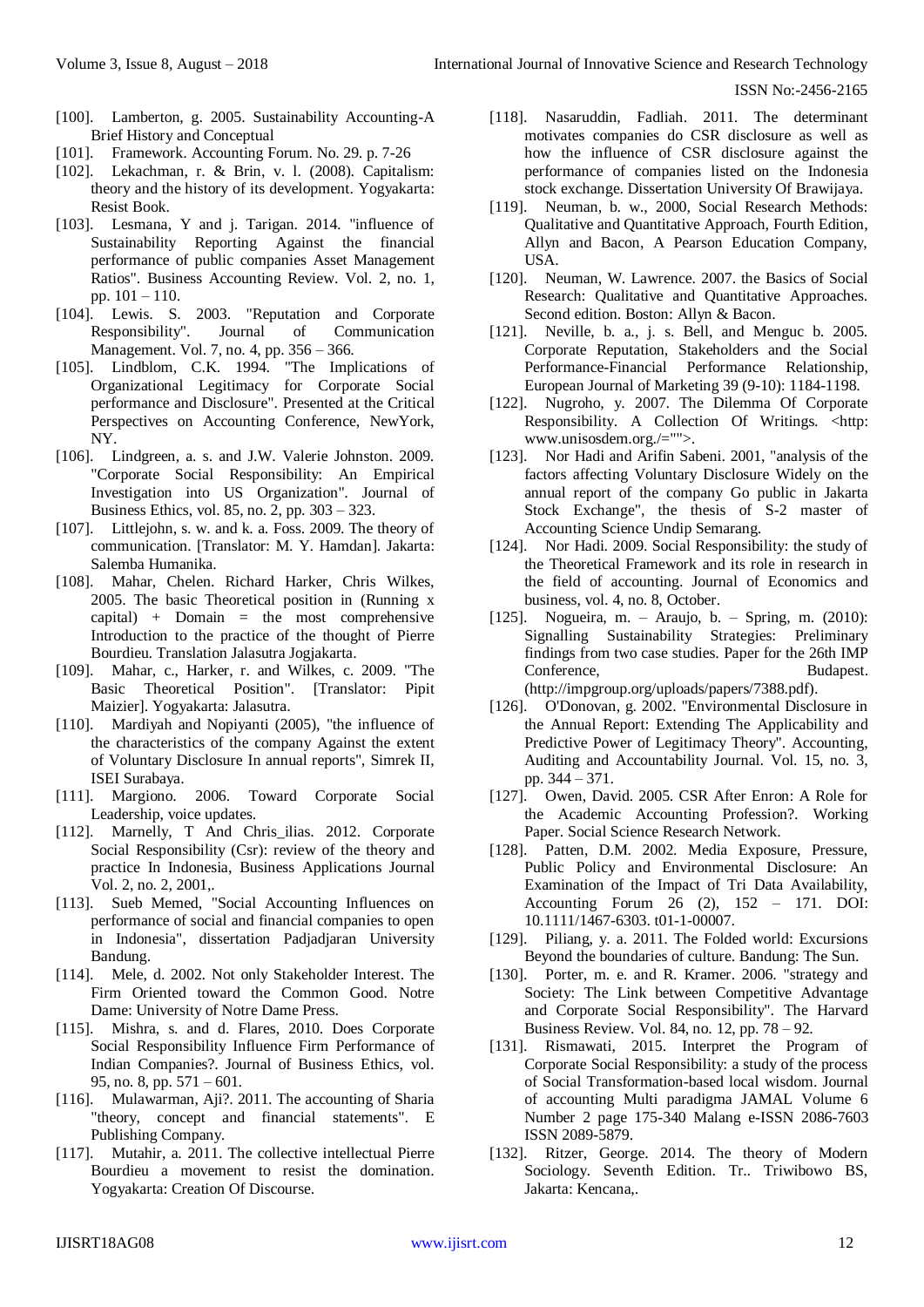[100]. Lamberton, g. 2005. Sustainability Accounting-A Brief History and Conceptual

[101]. Framework. Accounting Forum. No. 29. p. 7-26

[102]. Lekachman, r. & Brin, v. l. (2008). Capitalism: theory and the history of its development. Yogyakarta: Resist Book.

[103]. Lesmana, Y and j. Tarigan. 2014. "influence of Sustainability Reporting Against the financial performance of public companies Asset Management Ratios". Business Accounting Review. Vol. 2, no. 1, pp. 101 – 110.

[104]. Lewis. S. 2003. "Reputation and Corporate Responsibility". Journal of Communication Management. Vol. 7, no. 4, pp. 356 – 366.

[105]. Lindblom, C.K. 1994. "The Implications of Organizational Legitimacy for Corporate Social performance and Disclosure". Presented at the Critical Perspectives on Accounting Conference, NewYork, NY.

[106]. Lindgreen, a. s. and J.W. Valerie Johnston. 2009. "Corporate Social Responsibility: An Empirical Investigation into US Organization". Journal of Business Ethics, vol. 85, no. 2, pp. 303 – 323.

[107]. Littlejohn, s. w. and k. a. Foss. 2009. The theory of communication. [Translator: M. Y. Hamdan]. Jakarta: Salemba Humanika.

[108]. Mahar, Chelen. Richard Harker, Chris Wilkes, 2005. The basic Theoretical position in (Running x capital) + Domain = the most comprehensive Introduction to the practice of the thought of Pierre Bourdieu. Translation Jalasutra Jogjakarta.

[109]. Mahar, c., Harker, r. and Wilkes, c. 2009. "The Basic Theoretical Position". [Translator: Pipit Maizier]. Yogyakarta: Jalasutra.

[110]. Mardiyah and Nopiyanti (2005), "the influence of the characteristics of the company Against the extent of Voluntary Disclosure In annual reports", Simrek II, ISEI Surabaya.

[111]. Margiono. 2006. Toward Corporate Social Leadership, voice updates.

[112]. Marnelly, T And Chris_ilias. 2012. Corporate Social Responsibility (Csr): review of the theory and practice In Indonesia, Business Applications Journal Vol. 2, no. 2, 2001,.

[113]. Sueb Memed, "Social Accounting Influences on performance of social and financial companies to open in Indonesia", dissertation Padjadjaran University Bandung.

[114]. Mele, d. 2002. Not only Stakeholder Interest. The Firm Oriented toward the Common Good. Notre Dame: University of Notre Dame Press.

[115]. Mishra, s. and d. Flares, 2010. Does Corporate Social Responsibility Influence Firm Performance of Indian Companies?. Journal of Business Ethics, vol. 95, no. 8, pp. 571 – 601.

[116]. Mulawarman, Aji?. 2011. The accounting of Sharia "theory, concept and financial statements". E Publishing Company.

[117]. Mutahir, a. 2011. The collective intellectual Pierre Bourdieu a movement to resist the domination. Yogyakarta: Creation Of Discourse.

[118]. Nasaruddin, Fadliah. 2011. The determinant motivates companies do CSR disclosure as well as how the influence of CSR disclosure against the performance of companies listed on the Indonesia stock exchange. Dissertation University Of Brawijaya.

[119]. Neuman, b. w., 2000, Social Research Methods: Qualitative and Quantitative Approach, Fourth Edition, Allyn and Bacon, A Pearson Education Company, USA.

[120]. Neuman, W. Lawrence. 2007. the Basics of Social Research: Qualitative and Quantitative Approaches. Second edition. Boston: Allyn & Bacon.

[121]. Neville, b. a., j. s. Bell, and Menguc b. 2005. Corporate Reputation, Stakeholders and the Social Performance-Financial Performance Relationship, European Journal of Marketing 39 (9-10): 1184-1198.

[122]. Nugroho, y. 2007. The Dilemma Of Corporate Responsibility. A Collection Of Writings. <http: www.unisosdem.org./="">.

[123]. Nor Hadi and Arifin Sabeni. 2001, "analysis of the factors affecting Voluntary Disclosure Widely on the annual report of the company Go public in Jakarta Stock Exchange", the thesis of S-2 master of Accounting Science Undip Semarang.

[124]. Nor Hadi. 2009. Social Responsibility: the study of the Theoretical Framework and its role in research in the field of accounting. Journal of Economics and business, vol. 4, no. 8, October.

[125]. Nogueira, m. – Araujo, b. – Spring, m. (2010): Signalling Sustainability Strategies: Preliminary findings from two case studies. Paper for the 26th IMP Conference, Budapest. (http://impgroup.org/uploads/papers/7388.pdf).

[126]. O'Donovan, g. 2002. "Environmental Disclosure in the Annual Report: Extending The Applicability and Predictive Power of Legitimacy Theory". Accounting, Auditing and Accountability Journal. Vol. 15, no. 3, pp. 344 – 371.

[127]. Owen, David. 2005. CSR After Enron: A Role for the Academic Accounting Profession?. Working Paper. Social Science Research Network.

[128]. Patten, D.M. 2002. Media Exposure, Pressure, Public Policy and Environmental Disclosure: An Examination of the Impact of Tri Data Availability, Accounting Forum 26 (2), 152 – 171. DOI: 10.1111/1467-6303. t01-1-00007.

[129]. Piliang, y. a. 2011. The Folded world: Excursions Beyond the boundaries of culture. Bandung: The Sun.

[130]. Porter, m. e. and R. Kramer. 2006. "strategy and Society: The Link between Competitive Advantage and Corporate Social Responsibility". The Harvard Business Review. Vol. 84, no. 12, pp. 78 – 92.

[131]. Rismawati, 2015. Interpret the Program of Corporate Social Responsibility: a study of the process of Social Transformation-based local wisdom. Journal of accounting Multi paradigma JAMAL Volume 6 Number 2 page 175-340 Malang e-ISSN 2086-7603 ISSN 2089-5879.

[132]. Ritzer, George. 2014. The theory of Modern Sociology. Seventh Edition. Tr.. Triwibowo BS, Jakarta: Kencana,.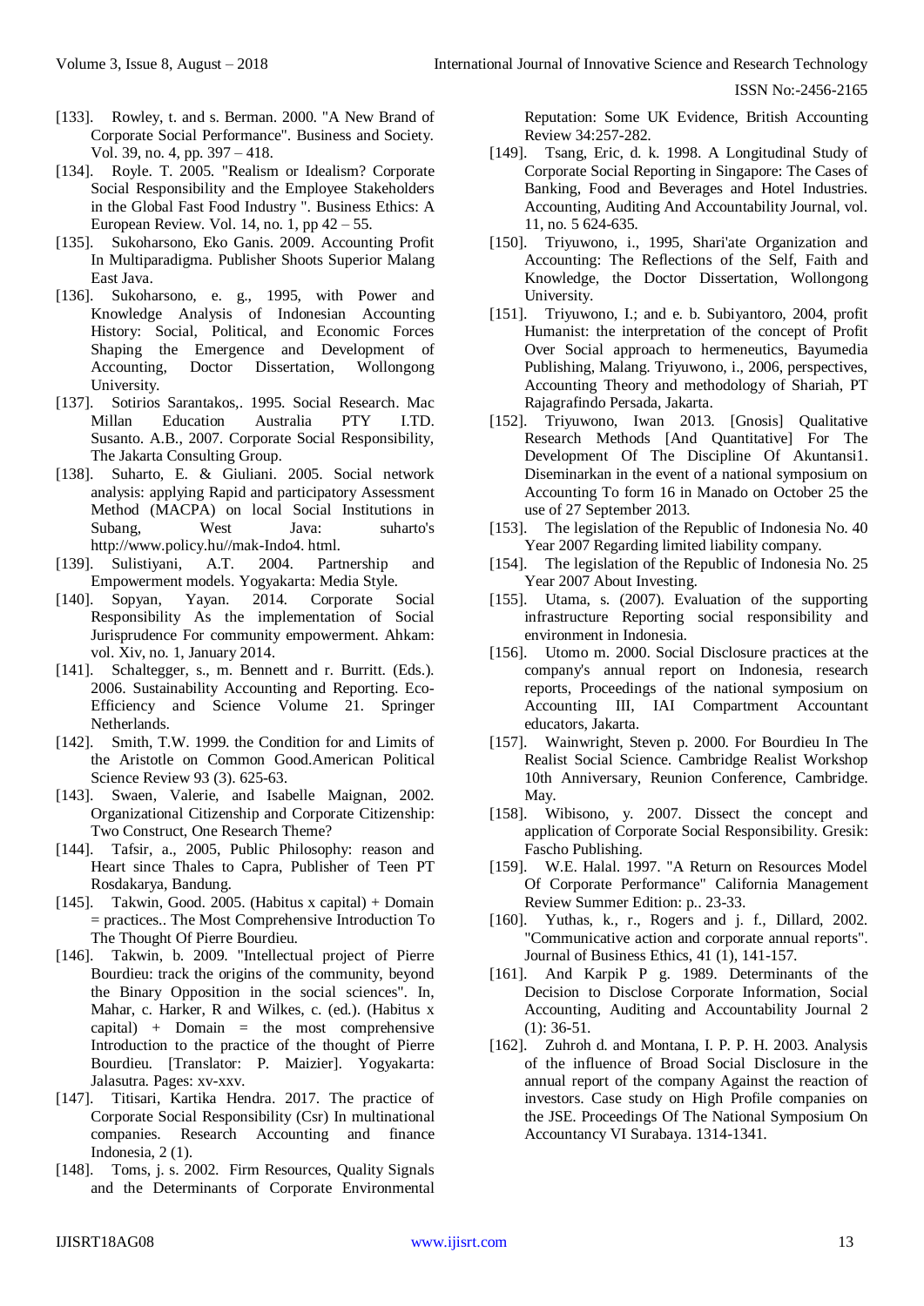[133]. Rowley, t. and s. Berman. 2000. "A New Brand of Corporate Social Performance". Business and Society. Vol. 39, no. 4, pp. 397 – 418.

[134]. Royle. T. 2005. "Realism or Idealism? Corporate Social Responsibility and the Employee Stakeholders in the Global Fast Food Industry ". Business Ethics: A European Review. Vol. 14, no. 1, pp 42 – 55.

[135]. Sukoharsono, Eko Ganis. 2009. Accounting Profit In Multiparadigma. Publisher Shoots Superior Malang East Java.

[136]. Sukoharsono, e. g., 1995, with Power and Knowledge Analysis of Indonesian Accounting History: Social, Political, and Economic Forces Shaping the Emergence and Development of Accounting, Doctor Dissertation, Wollongong University.

[137]. Sotirios Sarantakos,. 1995. Social Research. Mac Millan Education Australia PTY I.TD. Susanto. A.B., 2007. Corporate Social Responsibility, The Jakarta Consulting Group.

[138]. Suharto, E. & Giuliani. 2005. Social network analysis: applying Rapid and participatory Assessment Method (MACPA) on local Social Institutions in Subang, West Java: suharto's http://www.policy.hu//mak-Indo4. html.

[139]. Sulistiyani, A.T. 2004. Partnership and Empowerment models. Yogyakarta: Media Style.

[140]. Sopyan, Yayan. 2014. Corporate Social Responsibility As the implementation of Social Jurisprudence For community empowerment. Ahkam: vol. Xiv, no. 1, January 2014.

[141]. Schaltegger, s., m. Bennett and r. Burritt. (Eds.). 2006. Sustainability Accounting and Reporting. Eco-Efficiency and Science Volume 21. Springer Netherlands.

[142]. Smith, T.W. 1999. the Condition for and Limits of the Aristotle on Common Good.American Political Science Review 93 (3). 625-63.

[143]. Swaen, Valerie, and Isabelle Maignan, 2002. Organizational Citizenship and Corporate Citizenship: Two Construct, One Research Theme?

[144]. Tafsir, a., 2005, Public Philosophy: reason and Heart since Thales to Capra, Publisher of Teen PT Rosdakarya, Bandung.

[145]. Takwin, Good. 2005. (Habitus x capital) + Domain = practices.. The Most Comprehensive Introduction To The Thought Of Pierre Bourdieu.

[146]. Takwin, b. 2009. "Intellectual project of Pierre Bourdieu: track the origins of the community, beyond the Binary Opposition in the social sciences". In, Mahar, c. Harker, R and Wilkes, c. (ed.). (Habitus x capital) + Domain = the most comprehensive Introduction to the practice of the thought of Pierre Bourdieu. [Translator: P. Maizier]. Yogyakarta: Jalasutra. Pages: xv-xxv.

[147]. Titisari, Kartika Hendra. 2017. The practice of Corporate Social Responsibility (Csr) In multinational companies. Research Accounting and finance Indonesia, 2 (1).

[148]. Toms, j. s. 2002. Firm Resources, Quality Signals and the Determinants of Corporate Environmental Reputation: Some UK Evidence, British Accounting Review 34:257-282.

[149]. Tsang, Eric, d. k. 1998. A Longitudinal Study of Corporate Social Reporting in Singapore: The Cases of Banking, Food and Beverages and Hotel Industries. Accounting, Auditing And Accountability Journal, vol. 11, no. 5 624-635.

[150]. Triyuwono, i., 1995, Shari'ate Organization and Accounting: The Reflections of the Self, Faith and Knowledge, the Doctor Dissertation, Wollongong University.

[151]. Triyuwono, I.; and e. b. Subiyantoro, 2004, profit Humanist: the interpretation of the concept of Profit Over Social approach to hermeneutics, Bayumedia Publishing, Malang. Triyuwono, i., 2006, perspectives, Accounting Theory and methodology of Shariah, PT Rajagrafindo Persada, Jakarta.

[152]. Triyuwono, Iwan 2013. [Gnosis] Qualitative Research Methods [And Quantitative] For The Development Of The Discipline Of Akuntansi1. Diseminarkan in the event of a national symposium on Accounting To form 16 in Manado on October 25 the use of 27 September 2013.

[153]. The legislation of the Republic of Indonesia No. 40 Year 2007 Regarding limited liability company.

[154]. The legislation of the Republic of Indonesia No. 25 Year 2007 About Investing.

[155]. Utama, s. (2007). Evaluation of the supporting infrastructure Reporting social responsibility and environment in Indonesia.

[156]. Utomo m. 2000. Social Disclosure practices at the company's annual report on Indonesia, research reports, Proceedings of the national symposium on Accounting III, IAI Compartment Accountant educators, Jakarta.

[157]. Wainwright, Steven p. 2000. For Bourdieu In The Realist Social Science. Cambridge Realist Workshop 10th Anniversary, Reunion Conference, Cambridge. May.

[158]. Wibisono, y. 2007. Dissect the concept and application of Corporate Social Responsibility. Gresik: Fascho Publishing.

[159]. W.E. Halal. 1997. "A Return on Resources Model Of Corporate Performance" California Management Review Summer Edition: p.. 23-33.

[160]. Yuthas, k., r., Rogers and j. f., Dillard, 2002. "Communicative action and corporate annual reports". Journal of Business Ethics, 41 (1), 141-157.

[161]. And Karpik P g. 1989. Determinants of the Decision to Disclose Corporate Information, Social Accounting, Auditing and Accountability Journal 2 (1): 36-51.

[162]. Zuhroh d. and Montana, I. P. P. H. 2003. Analysis of the influence of Broad Social Disclosure in the annual report of the company Against the reaction of investors. Case study on High Profile companies on the JSE. Proceedings Of The National Symposium On Accountancy VI Surabaya. 1314-1341.